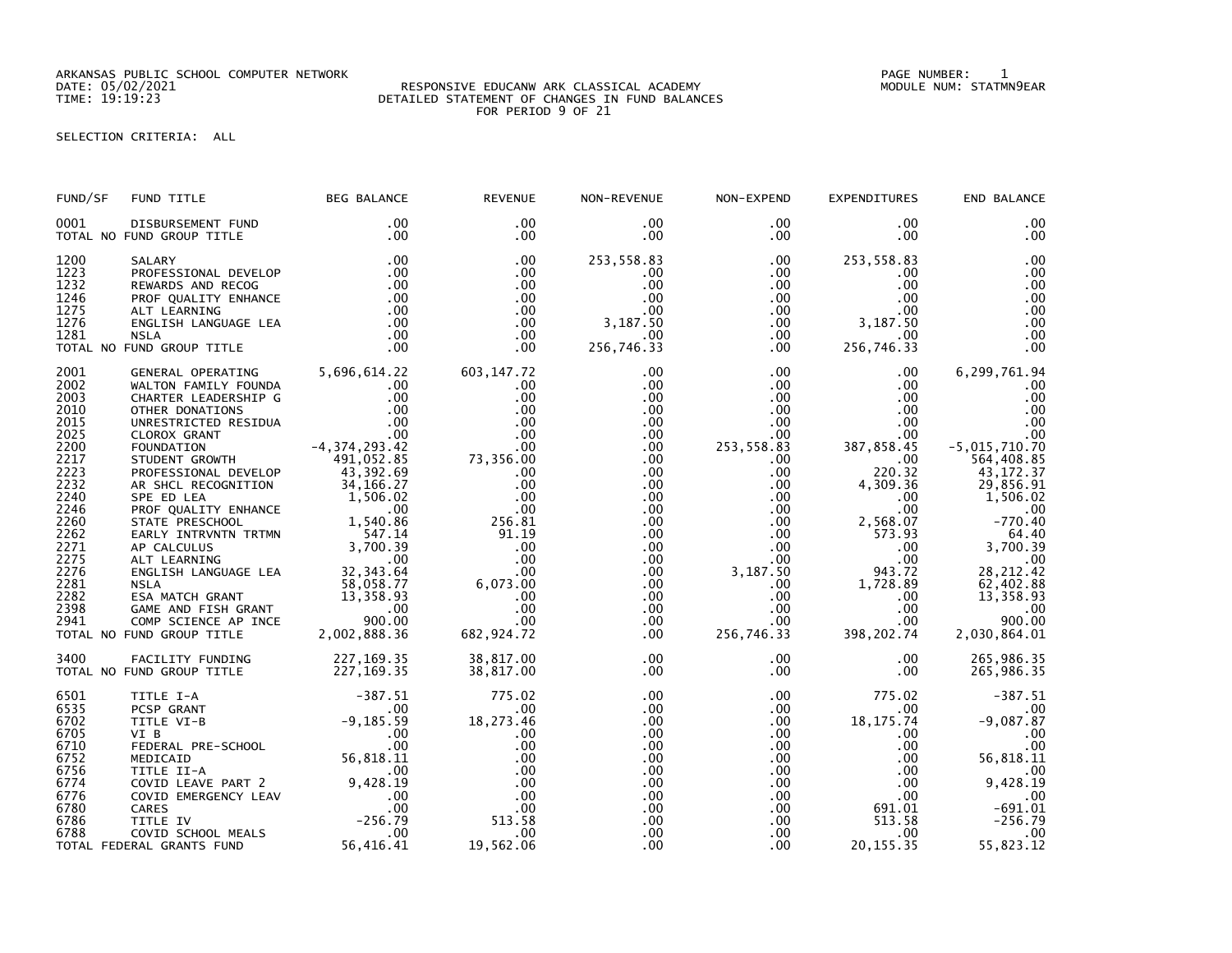ARKANSAS PUBLIC SCHOOL COMPUTER NETWORK
DATE: 05/02/2021
TIME: 19:19:23

RESPONSIVE EDUCANW ARK CLASSICAL ACADEMY
DETAILED STATEMENT OF CHANGES IN FUND BALANCES
FOR PERIOD 9 OF 21

PAGE NUMBER: 1
MODULE NUM: STATMN9EAR

SELECTION CRITERIA: ALL

| FUND/SF | FUND TITLE | BEG BALANCE | REVENUE | NON-REVENUE | NON-EXPEND | EXPENDITURES | END BALANCE |
|---|---|---|---|---|---|---|---|
| 0001 | DISBURSEMENT FUND | .00 | .00 | .00 | .00 | .00 | .00 |
| TOTAL NO FUND GROUP TITLE | | .00 | .00 | .00 | .00 | .00 | .00 |
| 1200 | SALARY | .00 | .00 | 253,558.83 | .00 | 253,558.83 | .00 |
| 1223 | PROFESSIONAL DEVELOP | .00 | .00 | .00 | .00 | .00 | .00 |
| 1232 | REWARDS AND RECOG | .00 | .00 | .00 | .00 | .00 | .00 |
| 1246 | PROF QUALITY ENHANCE | .00 | .00 | .00 | .00 | .00 | .00 |
| 1275 | ALT LEARNING | .00 | .00 | .00 | .00 | .00 | .00 |
| 1276 | ENGLISH LANGUAGE LEA | .00 | .00 | 3,187.50 | .00 | 3,187.50 | .00 |
| 1281 | NSLA | .00 | .00 | .00 | .00 | .00 | .00 |
| TOTAL NO FUND GROUP TITLE | | .00 | .00 | 256,746.33 | .00 | 256,746.33 | .00 |
| 2001 | GENERAL OPERATING | 5,696,614.22 | 603,147.72 | .00 | .00 | .00 | 6,299,761.94 |
| 2002 | WALTON FAMILY FOUNDA | .00 | .00 | .00 | .00 | .00 | .00 |
| 2003 | CHARTER LEADERSHIP G | .00 | .00 | .00 | .00 | .00 | .00 |
| 2010 | OTHER DONATIONS | .00 | .00 | .00 | .00 | .00 | .00 |
| 2015 | UNRESTRICTED RESIDUA | .00 | .00 | .00 | .00 | .00 | .00 |
| 2025 | CLOROX GRANT | .00 | .00 | .00 | .00 | .00 | .00 |
| 2200 | FOUNDATION | -4,374,293.42 | .00 | .00 | 253,558.83 | 387,858.45 | -5,015,710.70 |
| 2217 | STUDENT GROWTH | 491,052.85 | 73,356.00 | .00 | .00 | .00 | 564,408.85 |
| 2223 | PROFESSIONAL DEVELOP | 43,392.69 | .00 | .00 | .00 | 220.32 | 43,172.37 |
| 2232 | AR SHCL RECOGNITION | 34,166.27 | .00 | .00 | .00 | 4,309.36 | 29,856.91 |
| 2240 | SPE ED LEA | 1,506.02 | .00 | .00 | .00 | .00 | 1,506.02 |
| 2246 | PROF QUALITY ENHANCE | .00 | .00 | .00 | .00 | .00 | .00 |
| 2260 | STATE PRESCHOOL | 1,540.86 | 256.81 | .00 | .00 | 2,568.07 | -770.40 |
| 2262 | EARLY INTRVNTN TRTMN | 547.14 | 91.19 | .00 | .00 | 573.93 | 64.40 |
| 2271 | AP CALCULUS | 3,700.39 | .00 | .00 | .00 | .00 | 3,700.39 |
| 2275 | ALT LEARNING | .00 | .00 | .00 | .00 | .00 | .00 |
| 2276 | ENGLISH LANGUAGE LEA | 32,343.64 | .00 | .00 | 3,187.50 | 943.72 | 28,212.42 |
| 2281 | NSLA | 58,058.77 | 6,073.00 | .00 | .00 | 1,728.89 | 62,402.88 |
| 2282 | ESA MATCH GRANT | 13,358.93 | .00 | .00 | .00 | .00 | 13,358.93 |
| 2398 | GAME AND FISH GRANT | .00 | .00 | .00 | .00 | .00 | .00 |
| 2941 | COMP SCIENCE AP INCE | 900.00 | .00 | .00 | .00 | .00 | 900.00 |
| TOTAL NO FUND GROUP TITLE | | 2,002,888.36 | 682,924.72 | .00 | 256,746.33 | 398,202.74 | 2,030,864.01 |
| 3400 | FACILITY FUNDING | 227,169.35 | 38,817.00 | .00 | .00 | .00 | 265,986.35 |
| TOTAL NO FUND GROUP TITLE | | 227,169.35 | 38,817.00 | .00 | .00 | .00 | 265,986.35 |
| 6501 | TITLE I-A | -387.51 | 775.02 | .00 | .00 | 775.02 | -387.51 |
| 6535 | PCSP GRANT | .00 | .00 | .00 | .00 | .00 | .00 |
| 6702 | TITLE VI-B | -9,185.59 | 18,273.46 | .00 | .00 | 18,175.74 | -9,087.87 |
| 6705 | VI B | .00 | .00 | .00 | .00 | .00 | .00 |
| 6710 | FEDERAL PRE-SCHOOL | .00 | .00 | .00 | .00 | .00 | .00 |
| 6752 | MEDICAID | 56,818.11 | .00 | .00 | .00 | .00 | 56,818.11 |
| 6756 | TITLE II-A | .00 | .00 | .00 | .00 | .00 | .00 |
| 6774 | COVID LEAVE PART 2 | 9,428.19 | .00 | .00 | .00 | .00 | 9,428.19 |
| 6776 | COVID EMERGENCY LEAV | .00 | .00 | .00 | .00 | .00 | .00 |
| 6780 | CARES | .00 | .00 | .00 | .00 | 691.01 | -691.01 |
| 6786 | TITLE IV | -256.79 | 513.58 | .00 | .00 | 513.58 | -256.79 |
| 6788 | COVID SCHOOL MEALS | .00 | .00 | .00 | .00 | .00 | .00 |
| TOTAL FEDERAL GRANTS FUND | | 56,416.41 | 19,562.06 | .00 | .00 | 20,155.35 | 55,823.12 |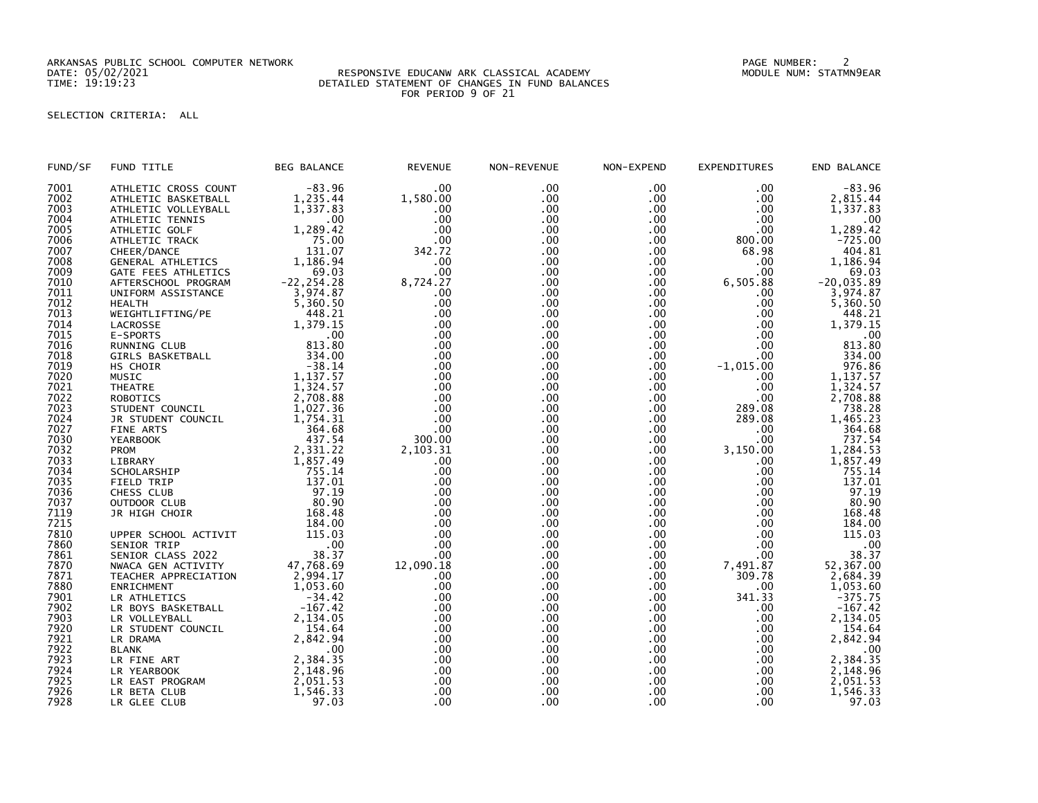ARKANSAS PUBLIC SCHOOL COMPUTER NETWORK
DATE: 05/02/2021
TIME: 19:19:23

RESPONSIVE EDUCANW ARK CLASSICAL ACADEMY
DETAILED STATEMENT OF CHANGES IN FUND BALANCES
FOR PERIOD 9 OF 21

PAGE NUMBER: 2
MODULE NUM: STATMN9EAR

SELECTION CRITERIA: ALL

| FUND/SF | FUND TITLE | BEG BALANCE | REVENUE | NON-REVENUE | NON-EXPEND | EXPENDITURES | END BALANCE |
|---|---|---|---|---|---|---|---|
| 7001 | ATHLETIC CROSS COUNT | -83.96 | .00 | .00 | .00 | .00 | -83.96 |
| 7002 | ATHLETIC BASKETBALL | 1,235.44 | 1,580.00 | .00 | .00 | .00 | 2,815.44 |
| 7003 | ATHLETIC VOLLEYBALL | 1,337.83 | .00 | .00 | .00 | .00 | 1,337.83 |
| 7004 | ATHLETIC TENNIS | .00 | .00 | .00 | .00 | .00 | .00 |
| 7005 | ATHLETIC GOLF | 1,289.42 | .00 | .00 | .00 | .00 | 1,289.42 |
| 7006 | ATHLETIC TRACK | 75.00 | .00 | .00 | .00 | 800.00 | -725.00 |
| 7007 | CHEER/DANCE | 131.07 | 342.72 | .00 | .00 | 68.98 | 404.81 |
| 7008 | GENERAL ATHLETICS | 1,186.94 | .00 | .00 | .00 | .00 | 1,186.94 |
| 7009 | GATE FEES ATHLETICS | 69.03 | .00 | .00 | .00 | .00 | 69.03 |
| 7010 | AFTERSCHOOL PROGRAM | -22,254.28 | 8,724.27 | .00 | .00 | 6,505.88 | -20,035.89 |
| 7011 | UNIFORM ASSISTANCE | 3,974.87 | .00 | .00 | .00 | .00 | 3,974.87 |
| 7012 | HEALTH | 5,360.50 | .00 | .00 | .00 | .00 | 5,360.50 |
| 7013 | WEIGHTLIFTING/PE | 448.21 | .00 | .00 | .00 | .00 | 448.21 |
| 7014 | LACROSSE | 1,379.15 | .00 | .00 | .00 | .00 | 1,379.15 |
| 7015 | E-SPORTS | .00 | .00 | .00 | .00 | .00 | .00 |
| 7016 | RUNNING CLUB | 813.80 | .00 | .00 | .00 | .00 | 813.80 |
| 7018 | GIRLS BASKETBALL | 334.00 | .00 | .00 | .00 | .00 | 334.00 |
| 7019 | HS CHOIR | -38.14 | .00 | .00 | .00 | -1,015.00 | 976.86 |
| 7020 | MUSIC | 1,137.57 | .00 | .00 | .00 | .00 | 1,137.57 |
| 7021 | THEATRE | 1,324.57 | .00 | .00 | .00 | .00 | 1,324.57 |
| 7022 | ROBOTICS | 2,708.88 | .00 | .00 | .00 | .00 | 2,708.88 |
| 7023 | STUDENT COUNCIL | 1,027.36 | .00 | .00 | .00 | 289.08 | 738.28 |
| 7024 | JR STUDENT COUNCIL | 1,754.31 | .00 | .00 | .00 | 289.08 | 1,465.23 |
| 7027 | FINE ARTS | 364.68 | .00 | .00 | .00 | .00 | 364.68 |
| 7030 | YEARBOOK | 437.54 | 300.00 | .00 | .00 | .00 | 737.54 |
| 7032 | PROM | 2,331.22 | 2,103.31 | .00 | .00 | 3,150.00 | 1,284.53 |
| 7033 | LIBRARY | 1,857.49 | .00 | .00 | .00 | .00 | 1,857.49 |
| 7034 | SCHOLARSHIP | 755.14 | .00 | .00 | .00 | .00 | 755.14 |
| 7035 | FIELD TRIP | 137.01 | .00 | .00 | .00 | .00 | 137.01 |
| 7036 | CHESS CLUB | 97.19 | .00 | .00 | .00 | .00 | 97.19 |
| 7037 | OUTDOOR CLUB | 80.90 | .00 | .00 | .00 | .00 | 80.90 |
| 7119 | JR HIGH CHOIR | 168.48 | .00 | .00 | .00 | .00 | 168.48 |
| 7215 | | 184.00 | .00 | .00 | .00 | .00 | 184.00 |
| 7810 | UPPER SCHOOL ACTIVIT | 115.03 | .00 | .00 | .00 | .00 | 115.03 |
| 7860 | SENIOR TRIP | .00 | .00 | .00 | .00 | .00 | .00 |
| 7861 | SENIOR CLASS 2022 | 38.37 | .00 | .00 | .00 | .00 | 38.37 |
| 7870 | NWACA GEN ACTIVITY | 47,768.69 | 12,090.18 | .00 | .00 | 7,491.87 | 52,367.00 |
| 7871 | TEACHER APPRECIATION | 2,994.17 | .00 | .00 | .00 | 309.78 | 2,684.39 |
| 7880 | ENRICHMENT | 1,053.60 | .00 | .00 | .00 | .00 | 1,053.60 |
| 7901 | LR ATHLETICS | -34.42 | .00 | .00 | .00 | 341.33 | -375.75 |
| 7902 | LR BOYS BASKETBALL | -167.42 | .00 | .00 | .00 | .00 | -167.42 |
| 7903 | LR VOLLEYBALL | 2,134.05 | .00 | .00 | .00 | .00 | 2,134.05 |
| 7920 | LR STUDENT COUNCIL | 154.64 | .00 | .00 | .00 | .00 | 154.64 |
| 7921 | LR DRAMA | 2,842.94 | .00 | .00 | .00 | .00 | 2,842.94 |
| 7922 | BLANK | .00 | .00 | .00 | .00 | .00 | .00 |
| 7923 | LR FINE ART | 2,384.35 | .00 | .00 | .00 | .00 | 2,384.35 |
| 7924 | LR YEARBOOK | 2,148.96 | .00 | .00 | .00 | .00 | 2,148.96 |
| 7925 | LR EAST PROGRAM | 2,051.53 | .00 | .00 | .00 | .00 | 2,051.53 |
| 7926 | LR BETA CLUB | 1,546.33 | .00 | .00 | .00 | .00 | 1,546.33 |
| 7928 | LR GLEE CLUB | 97.03 | .00 | .00 | .00 | .00 | 97.03 |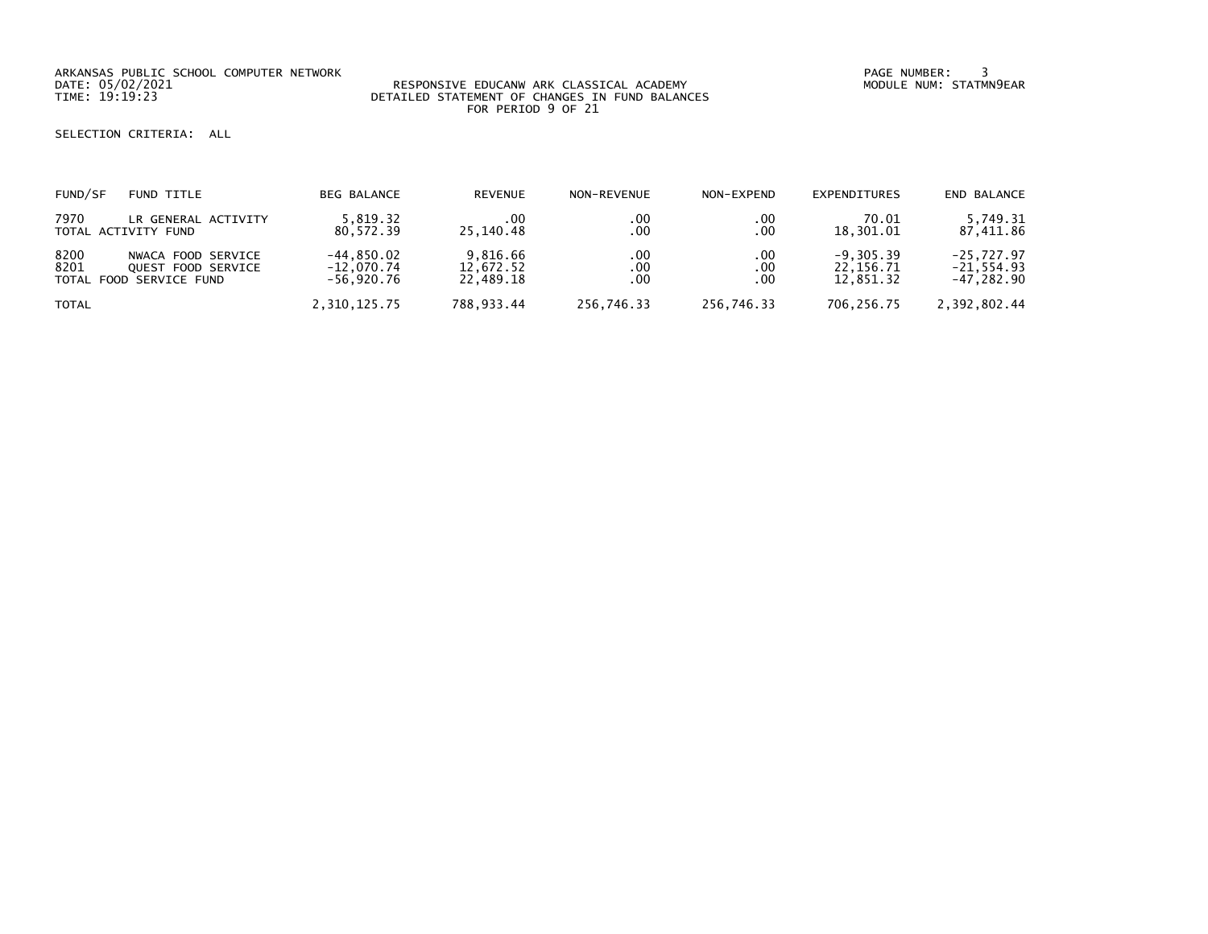ARKANSAS PUBLIC SCHOOL COMPUTER NETWORK
DATE: 05/02/2021
TIME: 19:19:23

RESPONSIVE EDUCANW ARK CLASSICAL ACADEMY
DETAILED STATEMENT OF CHANGES IN FUND BALANCES
FOR PERIOD 9 OF 21

PAGE NUMBER: 3
MODULE NUM: STATMN9EAR

SELECTION CRITERIA: ALL

| FUND/SF | FUND TITLE | BEG BALANCE | REVENUE | NON-REVENUE | NON-EXPEND | EXPENDITURES | END BALANCE |
|---|---|---|---|---|---|---|---|
| 7970 | LR GENERAL ACTIVITY | 5,819.32 | .00 | .00 | .00 | 70.01 | 5,749.31 |
| TOTAL ACTIVITY FUND | | 80,572.39 | 25,140.48 | .00 | .00 | 18,301.01 | 87,411.86 |
| 8200 | NWACA FOOD SERVICE | -44,850.02 | 9,816.66 | .00 | .00 | -9,305.39 | -25,727.97 |
| 8201 | QUEST FOOD SERVICE | -12,070.74 | 12,672.52 | .00 | .00 | 22,156.71 | -21,554.93 |
| TOTAL FOOD SERVICE FUND | | -56,920.76 | 22,489.18 | .00 | .00 | 12,851.32 | -47,282.90 |
| TOTAL | | 2,310,125.75 | 788,933.44 | 256,746.33 | 256,746.33 | 706,256.75 | 2,392,802.44 |